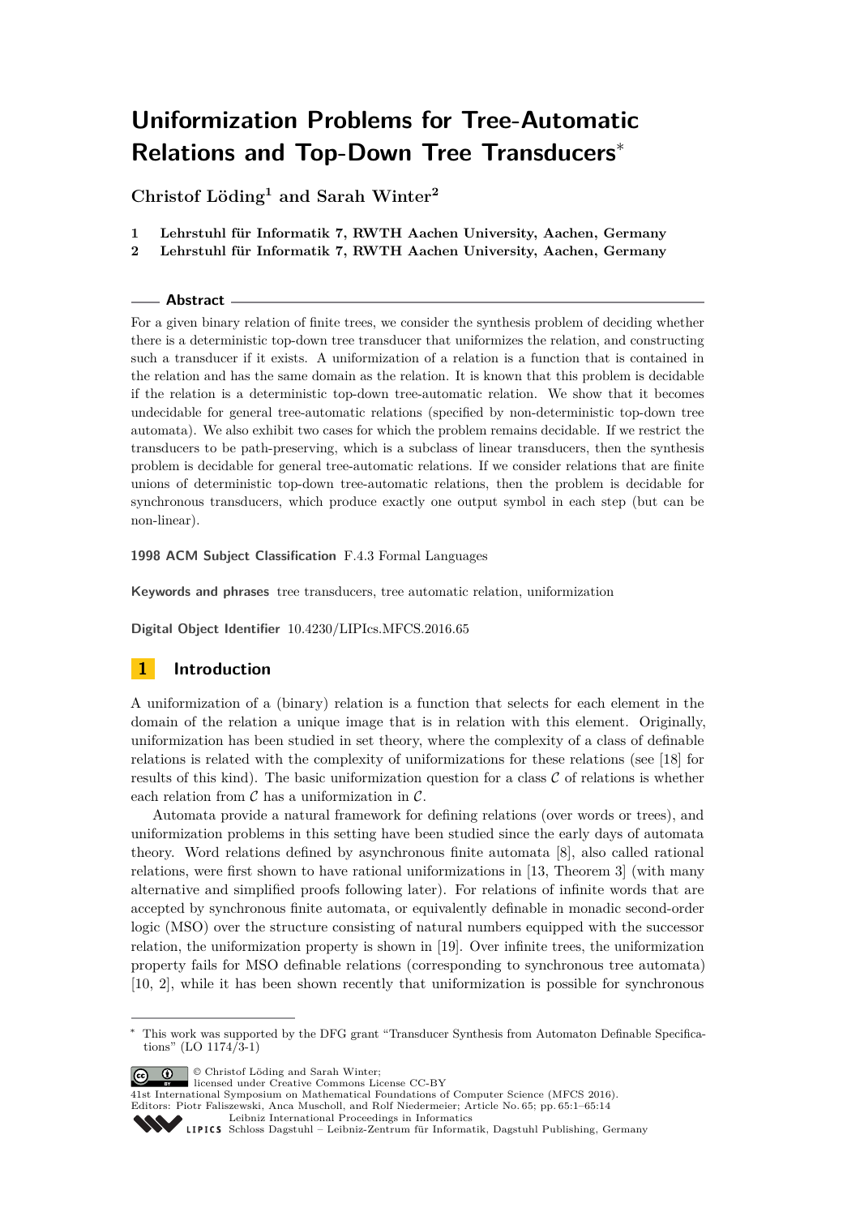# Uniformization Problems for Tree-Automatic Relations and Top-Down Tree Transducers*

**Christof Löding[1] and Sarah Winter[2]**

**1 Lehrstuhl für Informatik 7, RWTH Aachen University, Aachen, Germany**
**2 Lehrstuhl für Informatik 7, RWTH Aachen University, Aachen, Germany**

## Abstract

For a given binary relation of finite trees, we consider the synthesis problem of deciding whether there is a deterministic top-down tree transducer that uniformizes the relation, and constructing such a transducer if it exists. A uniformization of a relation is a function that is contained in the relation and has the same domain as the relation. It is known that this problem is decidable if the relation is a deterministic top-down tree-automatic relation. We show that it becomes undecidable for general tree-automatic relations (specified by non-deterministic top-down tree automata). We also exhibit two cases for which the problem remains decidable. If we restrict the transducers to be path-preserving, which is a subclass of linear transducers, then the synthesis problem is decidable for general tree-automatic relations. If we consider relations that are finite unions of deterministic top-down tree-automatic relations, then the problem is decidable for synchronous transducers, which produce exactly one output symbol in each step (but can be non-linear).

**1998 ACM Subject Classification** F.4.3 Formal Languages

**Keywords and phrases** tree transducers, tree automatic relation, uniformization

**Digital Object Identifier** 10.4230/LIPIcs.MFCS.2016.65

## 1 Introduction

A uniformization of a (binary) relation is a function that selects for each element in the domain of the relation a unique image that is in relation with this element. Originally, uniformization has been studied in set theory, where the complexity of a class of definable relations is related with the complexity of uniformizations for these relations (see [18] for results of this kind). The basic uniformization question for a class $\mathcal{C}$ of relations is whether each relation from $\mathcal{C}$ has a uniformization in $\mathcal{C}$.

Automata provide a natural framework for defining relations (over words or trees), and uniformization problems in this setting have been studied since the early days of automata theory. Word relations defined by asynchronous finite automata [8], also called rational relations, were first shown to have rational uniformizations in [13, Theorem 3] (with many alternative and simplified proofs following later). For relations of infinite words that are accepted by synchronous finite automata, or equivalently definable in monadic second-order logic (MSO) over the structure consisting of natural numbers equipped with the successor relation, the uniformization property is shown in [19]. Over infinite trees, the uniformization property fails for MSO definable relations (corresponding to synchronous tree automata) [10, 2], while it has been shown recently that uniformization is possible for synchronous

---

* This work was supported by the DFG grant "Transducer Synthesis from Automaton Definable Specifications" (LO 1174/3-1)

© Christof Löding and Sarah Winter; licensed under Creative Commons License CC-BY
41st International Symposium on Mathematical Foundations of Computer Science (MFCS 2016).
Editors: Piotr Faliszewski, Anca Muscholl, and Rolf Niedermeier; Article No. 65; pp. 65:1–65:14
Leibniz International Proceedings in Informatics
Schloss Dagstuhl – Leibniz-Zentrum für Informatik, Dagstuhl Publishing, Germany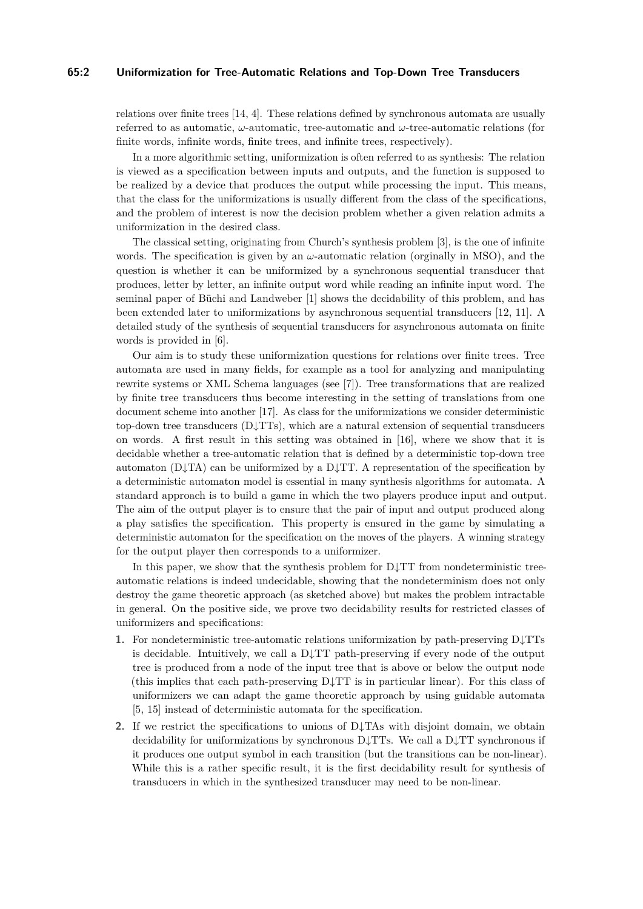relations over finite trees [14, 4]. These relations defined by synchronous automata are usually referred to as automatic, $\omega$-automatic, tree-automatic and $\omega$-tree-automatic relations (for finite words, infinite words, finite trees, and infinite trees, respectively).

In a more algorithmic setting, uniformization is often referred to as synthesis: The relation is viewed as a specification between inputs and outputs, and the function is supposed to be realized by a device that produces the output while processing the input. This means, that the class for the uniformizations is usually different from the class of the specifications, and the problem of interest is now the decision problem whether a given relation admits a uniformization in the desired class.

The classical setting, originating from Church's synthesis problem [3], is the one of infinite words. The specification is given by an $\omega$-automatic relation (orginally in MSO), and the question is whether it can be uniformized by a synchronous sequential transducer that produces, letter by letter, an infinite output word while reading an infinite input word. The seminal paper of Büchi and Landweber [1] shows the decidability of this problem, and has been extended later to uniformizations by asynchronous sequential transducers [12, 11]. A detailed study of the synthesis of sequential transducers for asynchronous automata on finite words is provided in [6].

Our aim is to study these uniformization questions for relations over finite trees. Tree automata are used in many fields, for example as a tool for analyzing and manipulating rewrite systems or XML Schema languages (see [7]). Tree transformations that are realized by finite tree transducers thus become interesting in the setting of translations from one document scheme into another [17]. As class for the uniformizations we consider deterministic top-down tree transducers (D↓TTs), which are a natural extension of sequential transducers on words. A first result in this setting was obtained in [16], where we show that it is decidable whether a tree-automatic relation that is defined by a deterministic top-down tree automaton (D↓TA) can be uniformized by a D↓TT. A representation of the specification by a deterministic automaton model is essential in many synthesis algorithms for automata. A standard approach is to build a game in which the two players produce input and output. The aim of the output player is to ensure that the pair of input and output produced along a play satisfies the specification. This property is ensured in the game by simulating a deterministic automaton for the specification on the moves of the players. A winning strategy for the output player then corresponds to a uniformizer.

In this paper, we show that the synthesis problem for D↓TT from nondeterministic tree-automatic relations is indeed undecidable, showing that the nondeterminism does not only destroy the game theoretic approach (as sketched above) but makes the problem intractable in general. On the positive side, we prove two decidability results for restricted classes of uniformizers and specifications:

1. For nondeterministic tree-automatic relations uniformization by path-preserving D↓TTs is decidable. Intuitively, we call a D↓TT path-preserving if every node of the output tree is produced from a node of the input tree that is above or below the output node (this implies that each path-preserving D↓TT is in particular linear). For this class of uniformizers we can adapt the game theoretic approach by using guidable automata [5, 15] instead of deterministic automata for the specification.
2. If we restrict the specifications to unions of D↓TAs with disjoint domain, we obtain decidability for uniformizations by synchronous D↓TTs. We call a D↓TT synchronous if it produces one output symbol in each transition (but the transitions can be non-linear). While this is a rather specific result, it is the first decidability result for synthesis of transducers in which in the synthesized transducer may need to be non-linear.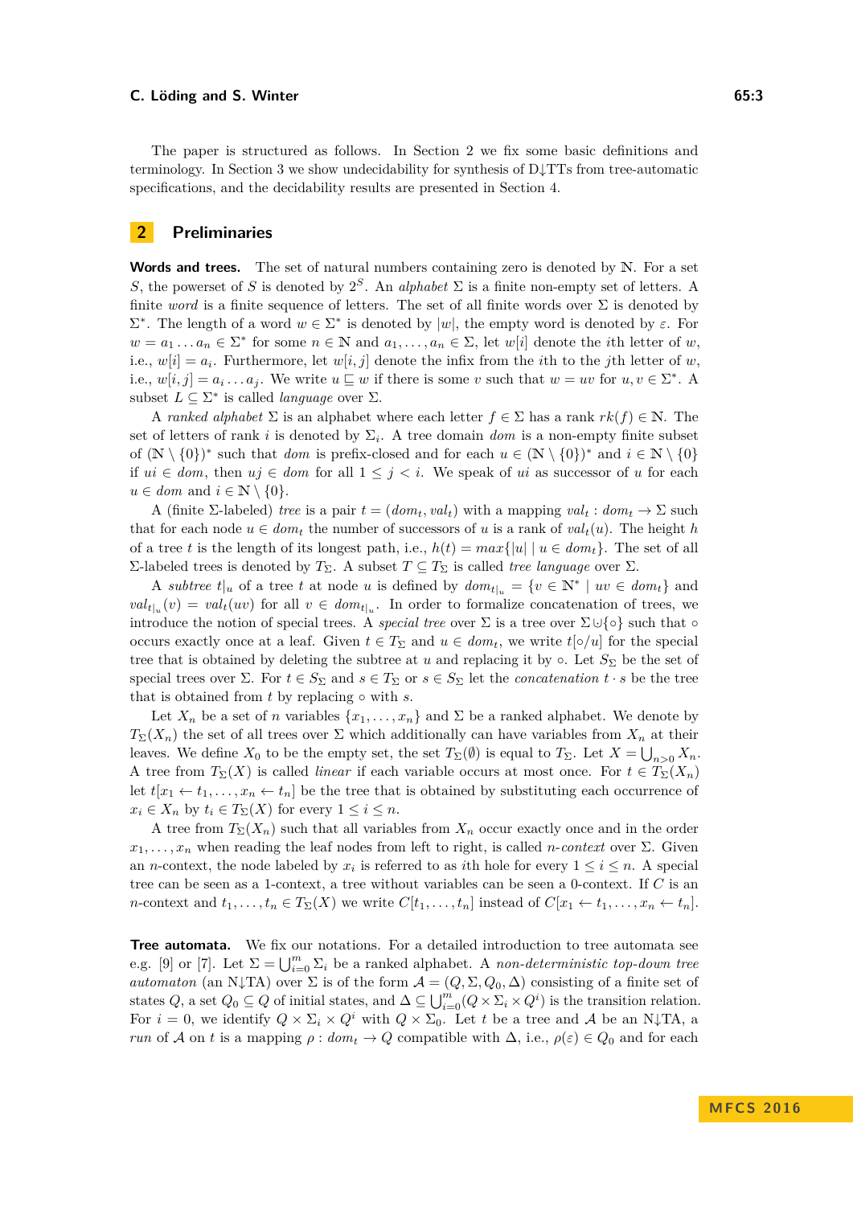The paper is structured as follows. In Section 2 we fix some basic definitions and terminology. In Section 3 we show undecidability for synthesis of D↓TTs from tree-automatic specifications, and the decidability results are presented in Section 4.

## 2 Preliminaries

**Words and trees.** The set of natural numbers containing zero is denoted by $\mathbb{N}$. For a set $S$, the powerset of $S$ is denoted by $2^S$. An *alphabet* $\Sigma$ is a finite non-empty set of letters. A finite *word* is a finite sequence of letters. The set of all finite words over $\Sigma$ is denoted by $\Sigma^*$. The length of a word $w \in \Sigma^*$ is denoted by $|w|$, the empty word is denoted by $\varepsilon$. For $w = a_1 \dots a_n \in \Sigma^*$ for some $n \in \mathbb{N}$ and $a_1, \dots, a_n \in \Sigma$, let $w[i]$ denote the $i$th letter of $w$, i.e., $w[i] = a_i$. Furthermore, let $w[i,j]$ denote the infix from the $i$th to the $j$th letter of $w$, i.e., $w[i,j] = a_i \dots a_j$. We write $u \sqsubseteq w$ if there is some $v$ such that $w = uv$ for $u, v \in \Sigma^*$. A subset $L \subseteq \Sigma^*$ is called *language* over $\Sigma$.

A *ranked alphabet* $\Sigma$ is an alphabet where each letter $f \in \Sigma$ has a rank $rk(f) \in \mathbb{N}$. The set of letters of rank $i$ is denoted by $\Sigma_i$. A tree domain $dom$ is a non-empty finite subset of $(\mathbb{N} \setminus \{0\})^*$ such that $dom$ is prefix-closed and for each $u \in (\mathbb{N} \setminus \{0\})^*$ and $i \in \mathbb{N} \setminus \{0\}$ if $ui \in dom$, then $uj \in dom$ for all $1 \leq j < i$. We speak of $ui$ as successor of $u$ for each $u \in dom$ and $i \in \mathbb{N} \setminus \{0\}$.

A (finite $\Sigma$-labeled) *tree* is a pair $t = (dom_t, val_t)$ with a mapping $val_t : dom_t \to \Sigma$ such that for each node $u \in dom_t$ the number of successors of $u$ is a rank of $val_t(u)$. The height $h$ of a tree $t$ is the length of its longest path, i.e., $h(t) = max\{|u| \mid u \in dom_t\}$. The set of all $\Sigma$-labeled trees is denoted by $T_\Sigma$. A subset $T \subseteq T_\Sigma$ is called *tree language* over $\Sigma$.

A *subtree* $t|_u$ of a tree $t$ at node $u$ is defined by $dom_{t|_u} = \{v \in \mathbb{N}^* \mid uv \in dom_t\}$ and $val_{t|_u}(v) = val_t(uv)$ for all $v \in dom_{t|_u}$. In order to formalize concatenation of trees, we introduce the notion of special trees. A *special tree* over $\Sigma$ is a tree over $\Sigma \cup \{\circ\}$ such that $\circ$ occurs exactly once at a leaf. Given $t \in T_\Sigma$ and $u \in dom_t$, we write $t[\circ/u]$ for the special tree that is obtained by deleting the subtree at $u$ and replacing it by $\circ$. Let $S_\Sigma$ be the set of special trees over $\Sigma$. For $t \in S_\Sigma$ and $s \in T_\Sigma$ or $s \in S_\Sigma$ let the *concatenation* $t \cdot s$ be the tree that is obtained from $t$ by replacing $\circ$ with $s$.

Let $X_n$ be a set of $n$ variables $\{x_1, \dots, x_n\}$ and $\Sigma$ be a ranked alphabet. We denote by $T_\Sigma(X_n)$ the set of all trees over $\Sigma$ which additionally can have variables from $X_n$ at their leaves. We define $X_0$ to be the empty set, the set $T_\Sigma(\emptyset)$ is equal to $T_\Sigma$. Let $X = \bigcup_{n>0} X_n$. A tree from $T_\Sigma(X)$ is called *linear* if each variable occurs at most once. For $t \in T_\Sigma(X_n)$ let $t[x_1 \leftarrow t_1, \dots, x_n \leftarrow t_n]$ be the tree that is obtained by substituting each occurrence of $x_i \in X_n$ by $t_i \in T_\Sigma(X)$ for every $1 \leq i \leq n$.

A tree from $T_\Sigma(X_n)$ such that all variables from $X_n$ occur exactly once and in the order $x_1, \dots, x_n$ when reading the leaf nodes from left to right, is called *$n$-context* over $\Sigma$. Given an $n$-context, the node labeled by $x_i$ is referred to as $i$th hole for every $1 \leq i \leq n$. A special tree can be seen as a 1-context, a tree without variables can be seen as a 0-context. If $C$ is an $n$-context and $t_1, \dots, t_n \in T_\Sigma(X)$ we write $C[t_1, \dots, t_n]$ instead of $C[x_1 \leftarrow t_1, \dots, x_n \leftarrow t_n]$.

**Tree automata.** We fix our notations. For a detailed introduction to tree automata see e.g. [9] or [7]. Let $\Sigma = \bigcup_{i=0}^{m} \Sigma_i$ be a ranked alphabet. A *non-deterministic top-down tree automaton* (an N↓TA) over $\Sigma$ is of the form $\mathcal{A} = (Q, \Sigma, Q_0, \Delta)$ consisting of a finite set of states $Q$, a set $Q_0 \subseteq Q$ of initial states, and $\Delta \subseteq \bigcup_{i=0}^{m} (Q \times \Sigma_i \times Q^i)$ is the transition relation. For $i = 0$, we identify $Q \times \Sigma_i \times Q^i$ with $Q \times \Sigma_0$. Let $t$ be a tree and $\mathcal{A}$ be an N↓TA, a *run* of $\mathcal{A}$ on $t$ is a mapping $\rho : dom_t \to Q$ compatible with $\Delta$, i.e., $\rho(\varepsilon) \in Q_0$ and for each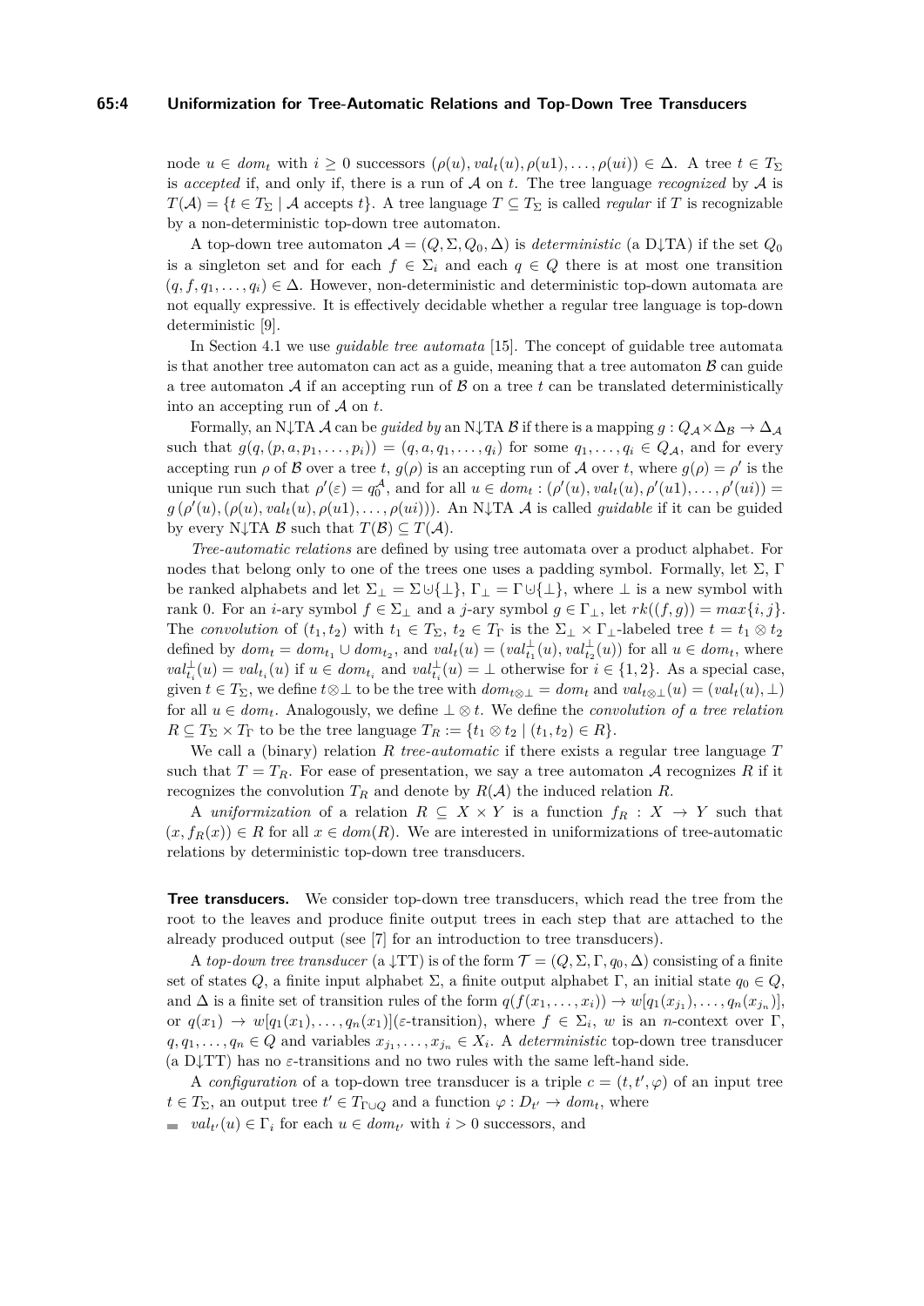node $u \in dom_t$ with $i \geq 0$ successors $(\rho(u), val_t(u), \rho(u1), \ldots, \rho(ui)) \in \Delta$. A tree $t \in T_\Sigma$ is *accepted* if, and only if, there is a run of $\mathcal{A}$ on $t$. The tree language *recognized* by $\mathcal{A}$ is $T(\mathcal{A}) = \{t \in T_\Sigma \mid \mathcal{A} \text{ accepts } t\}$. A tree language $T \subseteq T_\Sigma$ is called *regular* if $T$ is recognizable by a non-deterministic top-down tree automaton.

A top-down tree automaton $\mathcal{A} = (Q, \Sigma, Q_0, \Delta)$ is *deterministic* (a D↓TA) if the set $Q_0$ is a singleton set and for each $f \in \Sigma_i$ and each $q \in Q$ there is at most one transition $(q, f, q_1, \ldots, q_i) \in \Delta$. However, non-deterministic and deterministic top-down automata are not equally expressive. It is effectively decidable whether a regular tree language is top-down deterministic [9].

In Section 4.1 we use *guidable tree automata* [15]. The concept of guidable tree automata is that another tree automaton can act as a guide, meaning that a tree automaton $\mathcal{B}$ can guide a tree automaton $\mathcal{A}$ if an accepting run of $\mathcal{B}$ on a tree $t$ can be translated deterministically into an accepting run of $\mathcal{A}$ on $t$.

Formally, an N↓TA $\mathcal{A}$ can be *guided by* an N↓TA $\mathcal{B}$ if there is a mapping $g : Q_\mathcal{A} \times \Delta_\mathcal{B} \to \Delta_\mathcal{A}$ such that $g(q, (p, a, p_1, \ldots, p_i)) = (q, a, q_1, \ldots, q_i)$ for some $q_1, \ldots, q_i \in Q_\mathcal{A}$, and for every accepting run $\rho$ of $\mathcal{B}$ over a tree $t$, $g(\rho)$ is an accepting run of $\mathcal{A}$ over $t$, where $g(\rho) = \rho'$ is the unique run such that $\rho'(\varepsilon) = q_0^\mathcal{A}$, and for all $u \in dom_t : (\rho'(u), val_t(u), \rho'(u1), \ldots, \rho'(ui)) = g(\rho'(u), (\rho(u), val_t(u), \rho(u1), \ldots, \rho(ui)))$. An N↓TA $\mathcal{A}$ is called *guidable* if it can be guided by every N↓TA $\mathcal{B}$ such that $T(\mathcal{B}) \subseteq T(\mathcal{A})$.

*Tree-automatic relations* are defined by using tree automata over a product alphabet. For nodes that belong only to one of the trees one uses a padding symbol. Formally, let $\Sigma$, $\Gamma$ be ranked alphabets and let $\Sigma_\bot = \Sigma \cup \{\bot\}$, $\Gamma_\bot = \Gamma \cup \{\bot\}$, where $\bot$ is a new symbol with rank 0. For an $i$-ary symbol $f \in \Sigma_\bot$ and a $j$-ary symbol $g \in \Gamma_\bot$, let $rk((f, g)) = max\{i, j\}$. The *convolution* of $(t_1, t_2)$ with $t_1 \in T_\Sigma$, $t_2 \in T_\Gamma$ is the $\Sigma_\bot \times \Gamma_\bot$-labeled tree $t = t_1 \otimes t_2$ defined by $dom_t = dom_{t_1} \cup dom_{t_2}$, and $val_t(u) = (val^\bot_{t_1}(u), val^\bot_{t_2}(u))$ for all $u \in dom_t$, where $val^\bot_{t_i}(u) = val_{t_i}(u)$ if $u \in dom_{t_i}$ and $val^\bot_{t_i}(u) = \bot$ otherwise for $i \in \{1, 2\}$. As a special case, given $t \in T_\Sigma$, we define $t \otimes \bot$ to be the tree with $dom_{t \otimes \bot} = dom_t$ and $val_{t \otimes \bot}(u) = (val_t(u), \bot)$ for all $u \in dom_t$. Analogously, we define $\bot \otimes t$. We define the *convolution of a tree relation* $R \subseteq T_\Sigma \times T_\Gamma$ to be the tree language $T_R := \{t_1 \otimes t_2 \mid (t_1, t_2) \in R\}$.

We call a (binary) relation $R$ *tree-automatic* if there exists a regular tree language $T$ such that $T = T_R$. For ease of presentation, we say a tree automaton $\mathcal{A}$ recognizes $R$ if it recognizes the convolution $T_R$ and denote by $R(\mathcal{A})$ the induced relation $R$.

A *uniformization* of a relation $R \subseteq X \times Y$ is a function $f_R : X \to Y$ such that $(x, f_R(x)) \in R$ for all $x \in dom(R)$. We are interested in uniformizations of tree-automatic relations by deterministic top-down tree transducers.

**Tree transducers.** We consider top-down tree transducers, which read the tree from the root to the leaves and produce finite output trees in each step that are attached to the already produced output (see [7] for an introduction to tree transducers).

A *top-down tree transducer* (a ↓TT) is of the form $\mathcal{T} = (Q, \Sigma, \Gamma, q_0, \Delta)$ consisting of a finite set of states $Q$, a finite input alphabet $\Sigma$, a finite output alphabet $\Gamma$, an initial state $q_0 \in Q$, and $\Delta$ is a finite set of transition rules of the form $q(f(x_1, \ldots, x_i)) \to w[q_1(x_{j_1}), \ldots, q_n(x_{j_n})]$, or $q(x_1) \to w[q_1(x_1), \ldots, q_n(x_1)]$($\varepsilon$-transition), where $f \in \Sigma_i$, $w$ is an $n$-context over $\Gamma$, $q, q_1, \ldots, q_n \in Q$ and variables $x_{j_1}, \ldots, x_{j_n} \in X_i$. A *deterministic* top-down tree transducer (a D↓TT) has no $\varepsilon$-transitions and no two rules with the same left-hand side.

A *configuration* of a top-down tree transducer is a triple $c = (t, t', \varphi)$ of an input tree $t \in T_\Sigma$, an output tree $t' \in T_{\Gamma \cup Q}$ and a function $\varphi : D_{t'} \to dom_t$, where

- $val_{t'}(u) \in \Gamma_i$ for each $u \in dom_{t'}$ with $i > 0$ successors, and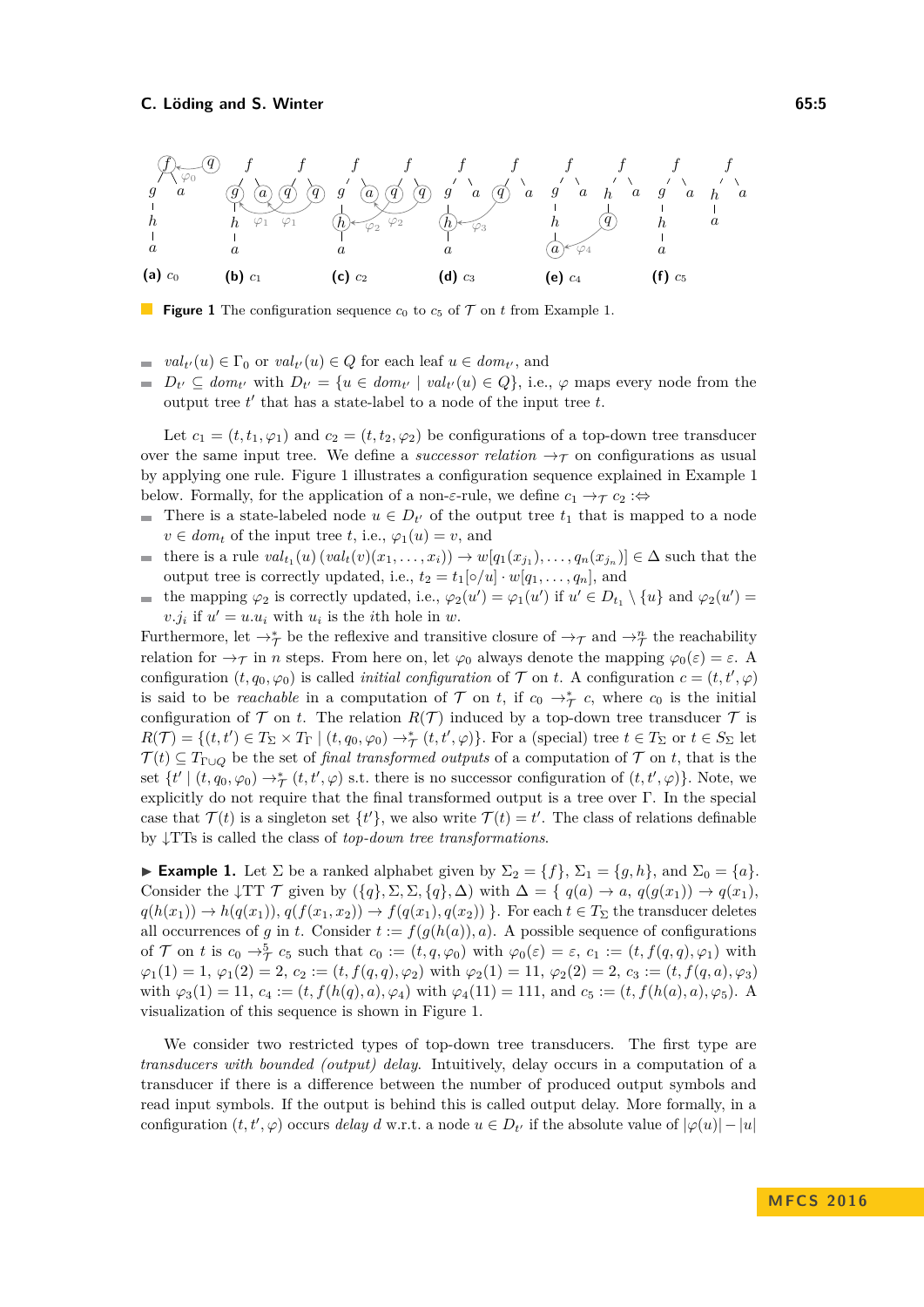**Figure 1** The configuration sequence $c_0$ to $c_5$ of $\mathcal{T}$ on $t$ from Example 1.

- $val_{t'}(u) \in \Gamma_0$ or $val_{t'}(u) \in Q$ for each leaf $u \in dom_{t'}$, and
- $D_{t'} \subseteq dom_{t'}$ with $D_{t'} = \{u \in dom_{t'} \mid val_{t'}(u) \in Q\}$, i.e., $\varphi$ maps every node from the output tree $t'$ that has a state-label to a node of the input tree $t$.

Let $c_1 = (t, t_1, \varphi_1)$ and $c_2 = (t, t_2, \varphi_2)$ be configurations of a top-down tree transducer over the same input tree. We define a *successor relation* $\to_\mathcal{T}$ on configurations as usual by applying one rule. Figure 1 illustrates a configuration sequence explained in Example 1 below. Formally, for the application of a non-$\varepsilon$-rule, we define $c_1 \to_\mathcal{T} c_2 :\Leftrightarrow$

- There is a state-labeled node $u \in D_{t'}$ of the output tree $t_1$ that is mapped to a node $v \in dom_t$ of the input tree $t$, i.e., $\varphi_1(u) = v$, and
- there is a rule $val_{t_1}(u)\,(val_t(v)(x_1, \ldots, x_i)) \to w[q_1(x_{j_1}), \ldots, q_n(x_{j_n})] \in \Delta$ such that the output tree is correctly updated, i.e., $t_2 = t_1[\circ/u] \cdot w[q_1, \ldots, q_n]$, and
- the mapping $\varphi_2$ is correctly updated, i.e., $\varphi_2(u') = \varphi_1(u')$ if $u' \in D_{t_1} \setminus \{u\}$ and $\varphi_2(u') = v.j_i$ if $u' = u.u_i$ with $u_i$ is the $i$th hole in $w$.

Furthermore, let $\to^*_\mathcal{T}$ be the reflexive and transitive closure of $\to_\mathcal{T}$ and $\to^n_\mathcal{T}$ the reachability relation for $\to_\mathcal{T}$ in $n$ steps. From here on, let $\varphi_0$ always denote the mapping $\varphi_0(\varepsilon) = \varepsilon$. A configuration $(t, q_0, \varphi_0)$ is called *initial configuration* of $\mathcal{T}$ on $t$. A configuration $c = (t, t', \varphi)$ is said to be *reachable* in a computation of $\mathcal{T}$ on $t$, if $c_0 \to^*_\mathcal{T} c$, where $c_0$ is the initial configuration of $\mathcal{T}$ on $t$. The relation $R(\mathcal{T})$ induced by a top-down tree transducer $\mathcal{T}$ is $R(\mathcal{T}) = \{(t, t') \in T_\Sigma \times T_\Gamma \mid (t, q_0, \varphi_0) \to^*_\mathcal{T} (t, t', \varphi)\}$. For a (special) tree $t \in T_\Sigma$ or $t \in S_\Sigma$ let $\mathcal{T}(t) \subseteq T_{\Gamma \cup Q}$ be the set of *final transformed outputs* of a computation of $\mathcal{T}$ on $t$, that is the set $\{t' \mid (t, q_0, \varphi_0) \to^*_\mathcal{T} (t, t', \varphi)$ s.t. there is no successor configuration of $(t, t', \varphi)\}$. Note, we explicitly do not require that the final transformed output is a tree over $\Gamma$. In the special case that $\mathcal{T}(t)$ is a singleton set $\{t'\}$, we also write $\mathcal{T}(t) = t'$. The class of relations definable by $\downarrow$TTs is called the class of *top-down tree transformations*.

▶ **Example 1.** Let $\Sigma$ be a ranked alphabet given by $\Sigma_2 = \{f\}$, $\Sigma_1 = \{g, h\}$, and $\Sigma_0 = \{a\}$. Consider the $\downarrow$TT $\mathcal{T}$ given by $(\{q\}, \Sigma, \Sigma, \{q\}, \Delta)$ with $\Delta = \{\ q(a) \to a,\ q(g(x_1)) \to q(x_1),$ $q(h(x_1)) \to h(q(x_1)),\ q(f(x_1, x_2)) \to f(q(x_1), q(x_2))\ \}$. For each $t \in T_\Sigma$ the transducer deletes all occurrences of $g$ in $t$. Consider $t := f(g(h(a)), a)$. A possible sequence of configurations of $\mathcal{T}$ on $t$ is $c_0 \to^5_\mathcal{T} c_5$ such that $c_0 := (t, q, \varphi_0)$ with $\varphi_0(\varepsilon) = \varepsilon$, $c_1 := (t, f(q, q), \varphi_1)$ with $\varphi_1(1) = 1$, $\varphi_1(2) = 2$, $c_2 := (t, f(q, q), \varphi_2)$ with $\varphi_2(1) = 11$, $\varphi_2(2) = 2$, $c_3 := (t, f(q, a), \varphi_3)$ with $\varphi_3(1) = 11$, $c_4 := (t, f(h(q), a), \varphi_4)$ with $\varphi_4(11) = 111$, and $c_5 := (t, f(h(a), a), \varphi_5)$. A visualization of this sequence is shown in Figure 1.

We consider two restricted types of top-down tree transducers. The first type are *transducers with bounded (output) delay*. Intuitively, delay occurs in a computation of a transducer if there is a difference between the number of produced output symbols and read input symbols. If the output is behind this is called output delay. More formally, in a configuration $(t, t', \varphi)$ occurs *delay* $d$ w.r.t. a node $u \in D_{t'}$ if the absolute value of $|\varphi(u)| - |u|$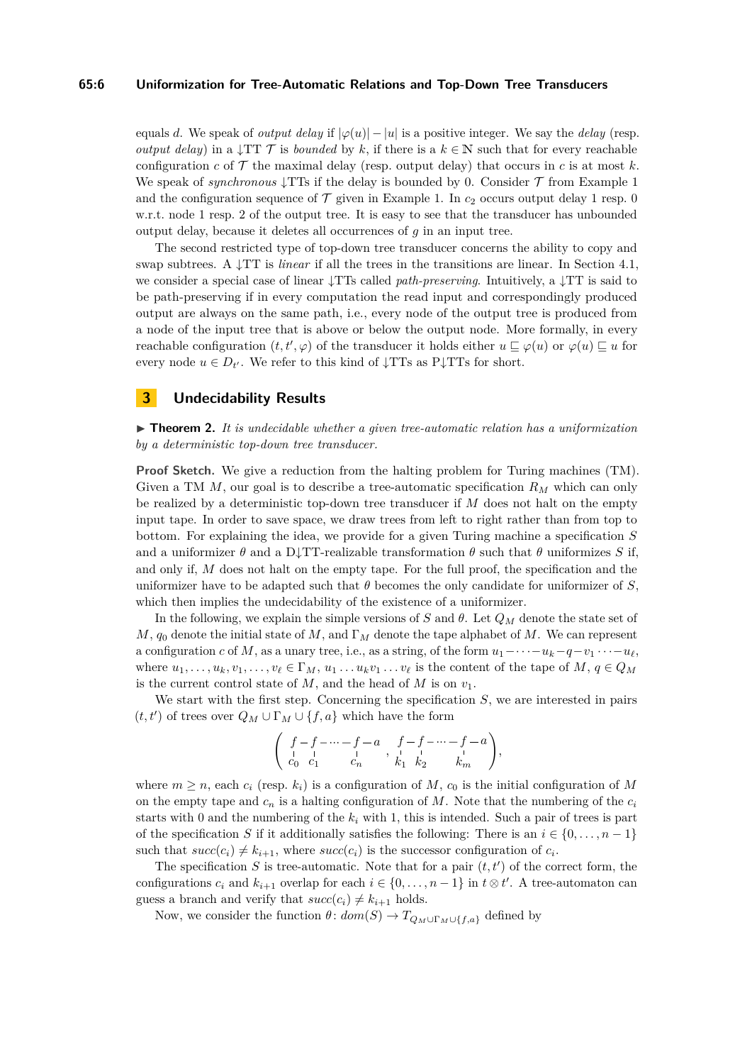equals $d$. We speak of *output delay* if $|\varphi(u)| - |u|$ is a positive integer. We say the *delay* (resp. *output delay*) in a $\downarrow$TT $\mathcal{T}$ is *bounded* by $k$, if there is a $k \in \mathbb{N}$ such that for every reachable configuration $c$ of $\mathcal{T}$ the maximal delay (resp. output delay) that occurs in $c$ is at most $k$. We speak of *synchronous* $\downarrow$TTs if the delay is bounded by 0. Consider $\mathcal{T}$ from Example 1 and the configuration sequence of $\mathcal{T}$ given in Example 1. In $c_2$ occurs output delay 1 resp. 0 w.r.t. node 1 resp. 2 of the output tree. It is easy to see that the transducer has unbounded output delay, because it deletes all occurrences of $g$ in an input tree.

The second restricted type of top-down tree transducer concerns the ability to copy and swap subtrees. A $\downarrow$TT is *linear* if all the trees in the transitions are linear. In Section 4.1, we consider a special case of linear $\downarrow$TTs called *path-preserving*. Intuitively, a $\downarrow$TT is said to be path-preserving if in every computation the read input and correspondingly produced output are always on the same path, i.e., every node of the output tree is produced from a node of the input tree that is above or below the output node. More formally, in every reachable configuration $(t, t', \varphi)$ of the transducer it holds either $u \sqsubseteq \varphi(u)$ or $\varphi(u) \sqsubseteq u$ for every node $u \in D_{t'}$. We refer to this kind of $\downarrow$TTs as P$\downarrow$TTs for short.

## 3 Undecidability Results

**Theorem 2.** *It is undecidable whether a given tree-automatic relation has a uniformization by a deterministic top-down tree transducer.*

**Proof Sketch.** We give a reduction from the halting problem for Turing machines (TM). Given a TM $M$, our goal is to describe a tree-automatic specification $R_M$ which can only be realized by a deterministic top-down tree transducer if $M$ does not halt on the empty input tape. In order to save space, we draw trees from left to right rather than from top to bottom. For explaining the idea, we provide for a given Turing machine a specification $S$ and a uniformizer $\theta$ and a D$\downarrow$TT-realizable transformation $\theta$ such that $\theta$ uniformizes $S$ if, and only if, $M$ does not halt on the empty tape. For the full proof, the specification and the uniformizer have to be adapted such that $\theta$ becomes the only candidate for uniformizer of $S$, which then implies the undecidability of the existence of a uniformizer.

In the following, we explain the simple versions of $S$ and $\theta$. Let $Q_M$ denote the state set of $M$, $q_0$ denote the initial state of $M$, and $\Gamma_M$ denote the tape alphabet of $M$. We can represent a configuration $c$ of $M$, as a unary tree, i.e., as a string, of the form $u_1 - \cdots - u_k - q - v_1 \cdots - u_\ell$, where $u_1, \ldots, u_k, v_1, \ldots, v_\ell \in \Gamma_M$, $u_1 \ldots u_k v_1 \ldots v_\ell$ is the content of the tape of $M$, $q \in Q_M$ is the current control state of $M$, and the head of $M$ is on $v_1$.

We start with the first step. Concerning the specification $S$, we are interested in pairs $(t, t')$ of trees over $Q_M \cup \Gamma_M \cup \{f, a\}$ which have the form

$$\left( \begin{array}{l} f - f - \cdots - f - a \\ | \quad\; | \qquad\quad\; | \\ c_0 \;\; c_1 \qquad\;\; c_n \end{array} , \begin{array}{l} f - f - \cdots - f - a \\ | \quad\; | \qquad\quad\; | \\ k_1 \;\; k_2 \qquad\;\; k_m \end{array} \right),$$

where $m \geq n$, each $c_i$ (resp. $k_i$) is a configuration of $M$, $c_0$ is the initial configuration of $M$ on the empty tape and $c_n$ is a halting configuration of $M$. Note that the numbering of the $c_i$ starts with 0 and the numbering of the $k_i$ with 1, this is intended. Such a pair of trees is part of the specification $S$ if it additionally satisfies the following: There is an $i \in \{0, \ldots, n-1\}$ such that $succ(c_i) \neq k_{i+1}$, where $succ(c_i)$ is the successor configuration of $c_i$.

The specification $S$ is tree-automatic. Note that for a pair $(t, t')$ of the correct form, the configurations $c_i$ and $k_{i+1}$ overlap for each $i \in \{0, \ldots, n-1\}$ in $t \otimes t'$. A tree-automaton can guess a branch and verify that $succ(c_i) \neq k_{i+1}$ holds.

Now, we consider the function $\theta \colon dom(S) \to T_{Q_M \cup \Gamma_M \cup \{f,a\}}$ defined by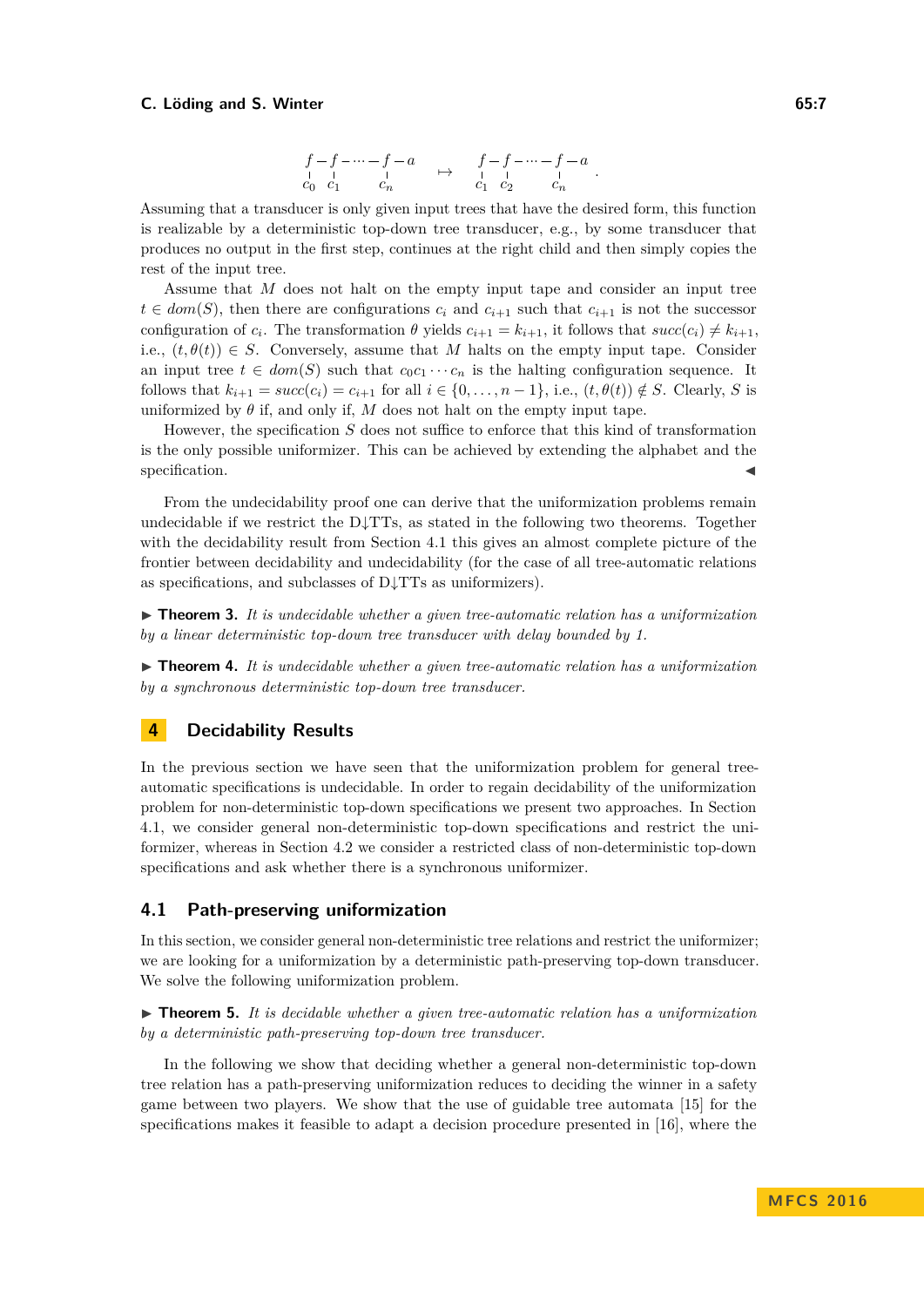$$
\begin{array}{ccccccc} f & - & f & - & \cdots & - & f & - & a \\ | & & | & & & & | & & \\ c_0 & & c_1 & & & & c_n & & \end{array}
\quad \mapsto \quad
\begin{array}{ccccccc} f & - & f & - & \cdots & - & f & - & a \\ | & & | & & & & | & & \\ c_1 & & c_2 & & & & c_n & & \end{array} .
$$

Assuming that a transducer is only given input trees that have the desired form, this function is realizable by a deterministic top-down tree transducer, e.g., by some transducer that produces no output in the first step, continues at the right child and then simply copies the rest of the input tree.

Assume that $M$ does not halt on the empty input tape and consider an input tree $t \in dom(S)$, then there are configurations $c_i$ and $c_{i+1}$ such that $c_{i+1}$ is not the successor configuration of $c_i$. The transformation $\theta$ yields $c_{i+1} = k_{i+1}$, it follows that $succ(c_i) \neq k_{i+1}$, i.e., $(t, \theta(t)) \in S$. Conversely, assume that $M$ halts on the empty input tape. Consider an input tree $t \in dom(S)$ such that $c_0 c_1 \cdots c_n$ is the halting configuration sequence. It follows that $k_{i+1} = succ(c_i) = c_{i+1}$ for all $i \in \{0, \ldots, n-1\}$, i.e., $(t, \theta(t)) \notin S$. Clearly, $S$ is uniformized by $\theta$ if, and only if, $M$ does not halt on the empty input tape.

However, the specification $S$ does not suffice to enforce that this kind of transformation is the only possible uniformizer. This can be achieved by extending the alphabet and the specification. ◀

From the undecidability proof one can derive that the uniformization problems remain undecidable if we restrict the D↓TTs, as stated in the following two theorems. Together with the decidability result from Section 4.1 this gives an almost complete picture of the frontier between decidability and undecidability (for the case of all tree-automatic relations as specifications, and subclasses of D↓TTs as uniformizers).

▶ **Theorem 3.** *It is undecidable whether a given tree-automatic relation has a uniformization by a linear deterministic top-down tree transducer with delay bounded by 1.*

▶ **Theorem 4.** *It is undecidable whether a given tree-automatic relation has a uniformization by a synchronous deterministic top-down tree transducer.*

## 4 Decidability Results

In the previous section we have seen that the uniformization problem for general tree-automatic specifications is undecidable. In order to regain decidability of the uniformization problem for non-deterministic top-down specifications we present two approaches. In Section 4.1, we consider general non-deterministic top-down specifications and restrict the uniformizer, whereas in Section 4.2 we consider a restricted class of non-deterministic top-down specifications and ask whether there is a synchronous uniformizer.

### 4.1 Path-preserving uniformization

In this section, we consider general non-deterministic tree relations and restrict the uniformizer; we are looking for a uniformization by a deterministic path-preserving top-down transducer. We solve the following uniformization problem.

▶ **Theorem 5.** *It is decidable whether a given tree-automatic relation has a uniformization by a deterministic path-preserving top-down tree transducer.*

In the following we show that deciding whether a general non-deterministic top-down tree relation has a path-preserving uniformization reduces to deciding the winner in a safety game between two players. We show that the use of guidable tree automata [15] for the specifications makes it feasible to adapt a decision procedure presented in [16], where the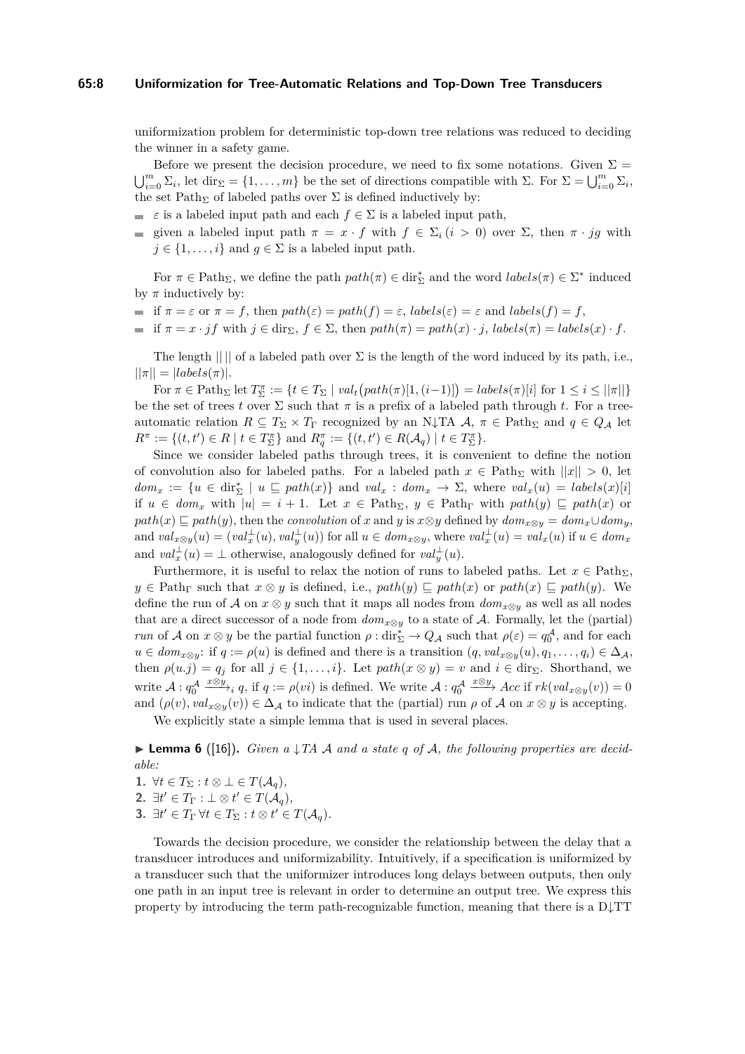uniformization problem for deterministic top-down tree relations was reduced to deciding the winner in a safety game.

Before we present the decision procedure, we need to fix some notations. Given $\Sigma = \bigcup_{i=0}^{m} \Sigma_i$, let $\mathrm{dir}_\Sigma = \{1, \dots, m\}$ be the set of directions compatible with $\Sigma$. For $\Sigma = \bigcup_{i=0}^{m} \Sigma_i$, the set $\mathrm{Path}_\Sigma$ of labeled paths over $\Sigma$ is defined inductively by:

- $\varepsilon$ is a labeled input path and each $f \in \Sigma$ is a labeled input path,
- given a labeled input path $\pi = x \cdot f$ with $f \in \Sigma_i\,(i > 0)$ over $\Sigma$, then $\pi \cdot jg$ with $j \in \{1, \dots, i\}$ and $g \in \Sigma$ is a labeled input path.

For $\pi \in \mathrm{Path}_\Sigma$, we define the path $path(\pi) \in \mathrm{dir}_\Sigma^*$ and the word $labels(\pi) \in \Sigma^*$ induced by $\pi$ inductively by:

- if $\pi = \varepsilon$ or $\pi = f$, then $path(\varepsilon) = path(f) = \varepsilon$, $labels(\varepsilon) = \varepsilon$ and $labels(f) = f$,
- if $\pi = x \cdot jf$ with $j \in \mathrm{dir}_\Sigma$, $f \in \Sigma$, then $path(\pi) = path(x) \cdot j$, $labels(\pi) = labels(x) \cdot f$.

The length $||\,||$ of a labeled path over $\Sigma$ is the length of the word induced by its path, i.e., $||\pi|| = |labels(\pi)|$.

For $\pi \in \mathrm{Path}_\Sigma$ let $T_\Sigma^\pi := \{t \in T_\Sigma \mid val_t\big(path(\pi)[1,(i{-}1)]\big) = labels(\pi)[i] \text{ for } 1 \le i \le ||\pi||\}$ be the set of trees $t$ over $\Sigma$ such that $\pi$ is a prefix of a labeled path through $t$. For a tree-automatic relation $R \subseteq T_\Sigma \times T_\Gamma$ recognized by an N↓TA $\mathcal{A}$, $\pi \in \mathrm{Path}_\Sigma$ and $q \in Q_\mathcal{A}$ let $R^\pi := \{(t,t') \in R \mid t \in T_\Sigma^\pi\}$ and $R_q^\pi := \{(t,t') \in R(\mathcal{A}_q) \mid t \in T_\Sigma^\pi\}$.

Since we consider labeled paths through trees, it is convenient to define the notion of convolution also for labeled paths. For a labeled path $x \in \mathrm{Path}_\Sigma$ with $||x|| > 0$, let $dom_x := \{u \in \mathrm{dir}_\Sigma^* \mid u \sqsubseteq path(x)\}$ and $val_x : dom_x \to \Sigma$, where $val_x(u) = labels(x)[i]$ if $u \in dom_x$ with $|u| = i+1$. Let $x \in \mathrm{Path}_\Sigma$, $y \in \mathrm{Path}_\Gamma$ with $path(y) \sqsubseteq path(x)$ or $path(x) \sqsubseteq path(y)$, then the *convolution* of $x$ and $y$ is $x \otimes y$ defined by $dom_{x\otimes y} = dom_x \cup dom_y$, and $val_{x\otimes y}(u) = (val_x^\perp(u), val_y^\perp(u))$ for all $u \in dom_{x\otimes y}$, where $val_x^\perp(u) = val_x(u)$ if $u \in dom_x$ and $val_x^\perp(u) = \perp$ otherwise, analogously defined for $val_y^\perp(u)$.

Furthermore, it is useful to relax the notion of runs to labeled paths. Let $x \in \mathrm{Path}_\Sigma$, $y \in \mathrm{Path}_\Gamma$ such that $x \otimes y$ is defined, i.e., $path(y) \sqsubseteq path(x)$ or $path(x) \sqsubseteq path(y)$. We define the run of $\mathcal{A}$ on $x \otimes y$ such that it maps all nodes from $dom_{x\otimes y}$ as well as all nodes that are a direct successor of a node from $dom_{x\otimes y}$ to a state of $\mathcal{A}$. Formally, let the (partial) *run* of $\mathcal{A}$ on $x \otimes y$ be the partial function $\rho : \mathrm{dir}_\Sigma^* \to Q_\mathcal{A}$ such that $\rho(\varepsilon) = q_0^\mathcal{A}$, and for each $u \in dom_{x\otimes y}$: if $q := \rho(u)$ is defined and there is a transition $(q, val_{x\otimes y}(u), q_1, \dots, q_i) \in \Delta_\mathcal{A}$, then $\rho(u.j) = q_j$ for all $j \in \{1, \dots, i\}$. Let $path(x \otimes y) = v$ and $i \in \mathrm{dir}_\Sigma$. Shorthand, we write $\mathcal{A} : q_0^\mathcal{A} \xrightarrow{x\otimes y}_i q$, if $q := \rho(vi)$ is defined. We write $\mathcal{A} : q_0^\mathcal{A} \xrightarrow{x\otimes y} Acc$ if $rk(val_{x\otimes y}(v)) = 0$ and $(\rho(v), val_{x\otimes y}(v)) \in \Delta_\mathcal{A}$ to indicate that the (partial) run $\rho$ of $\mathcal{A}$ on $x \otimes y$ is accepting.

We explicitly state a simple lemma that is used in several places.

▶ **Lemma 6** ([16]). *Given a ↓TA $\mathcal{A}$ and a state $q$ of $\mathcal{A}$, the following properties are decidable:*

1. $\forall t \in T_\Sigma : t \otimes \perp \in T(\mathcal{A}_q)$,
2. $\exists t' \in T_\Gamma : \perp \otimes t' \in T(\mathcal{A}_q)$,
3. $\exists t' \in T_\Gamma\, \forall t \in T_\Sigma : t \otimes t' \in T(\mathcal{A}_q)$.

Towards the decision procedure, we consider the relationship between the delay that a transducer introduces and uniformizability. Intuitively, if a specification is uniformized by a transducer such that the uniformizer introduces long delays between outputs, then only one path in an input tree is relevant in order to determine an output tree. We express this property by introducing the term path-recognizable function, meaning that there is a D↓TT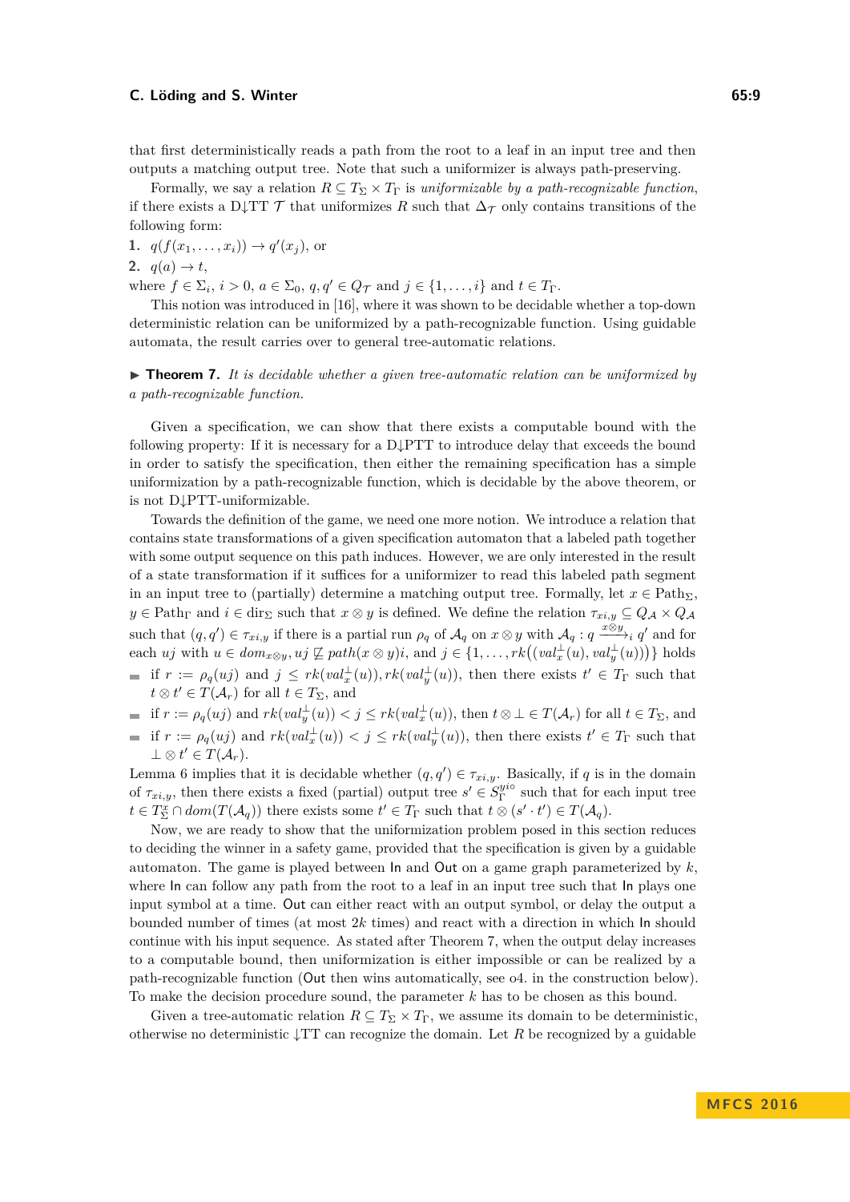that first deterministically reads a path from the root to a leaf in an input tree and then outputs a matching output tree. Note that such a uniformizer is always path-preserving.

Formally, we say a relation $R \subseteq T_\Sigma \times T_\Gamma$ is *uniformizable by a path-recognizable function*, if there exists a D↓TT $\mathcal{T}$ that uniformizes $R$ such that $\Delta_\mathcal{T}$ only contains transitions of the following form:

1. $q(f(x_1,\dots,x_i)) \to q'(x_j)$, or
2. $q(a) \to t$,

where $f \in \Sigma_i$, $i > 0$, $a \in \Sigma_0$, $q, q' \in Q_\mathcal{T}$ and $j \in \{1,\dots,i\}$ and $t \in T_\Gamma$.

This notion was introduced in [16], where it was shown to be decidable whether a top-down deterministic relation can be uniformized by a path-recognizable function. Using guidable automata, the result carries over to general tree-automatic relations.

▶ **Theorem 7.** *It is decidable whether a given tree-automatic relation can be uniformized by a path-recognizable function.*

Given a specification, we can show that there exists a computable bound with the following property: If it is necessary for a D↓PTT to introduce delay that exceeds the bound in order to satisfy the specification, then either the remaining specification has a simple uniformization by a path-recognizable function, which is decidable by the above theorem, or is not D↓PTT-uniformizable.

Towards the definition of the game, we need one more notion. We introduce a relation that contains state transformations of a given specification automaton that a labeled path together with some output sequence on this path induces. However, we are only interested in the result of a state transformation if it suffices for a uniformizer to read this labeled path segment in an input tree to (partially) determine a matching output tree. Formally, let $x \in \mathrm{Path}_\Sigma$, $y \in \mathrm{Path}_\Gamma$ and $i \in dir_\Sigma$ such that $x \otimes y$ is defined. We define the relation $\tau_{xi,y} \subseteq Q_\mathcal{A} \times Q_\mathcal{A}$ such that $(q,q') \in \tau_{xi,y}$ if there is a partial run $\rho_q$ of $\mathcal{A}_q$ on $x \otimes y$ with $\mathcal{A}_q : q \xrightarrow{x \otimes y}_i q'$ and for each $uj$ with $u \in dom_{x\otimes y}, uj \not\sqsubseteq path(x \otimes y)i$, and $j \in \{1,\dots,rk\big((val_x^\perp(u), val_y^\perp(u))\big)\}$ holds

- if $r := \rho_q(uj)$ and $j \leq rk(val_x^\perp(u)), rk(val_y^\perp(u))$, then there exists $t' \in T_\Gamma$ such that $t \otimes t' \in T(\mathcal{A}_r)$ for all $t \in T_\Sigma$, and
- if $r := \rho_q(uj)$ and $rk(val_y^\perp(u)) < j \leq rk(val_x^\perp(u))$, then $t \otimes \perp \in T(\mathcal{A}_r)$ for all $t \in T_\Sigma$, and
- if $r := \rho_q(uj)$ and $rk(val_x^\perp(u)) < j \leq rk(val_y^\perp(u))$, then there exists some $t' \in T_\Gamma$ such that $\perp \otimes t' \in T(\mathcal{A}_r)$.

Lemma 6 implies that it is decidable whether $(q,q') \in \tau_{xi,y}$. Basically, if $q$ is in the domain of $\tau_{xi,y}$, then there exists a fixed (partial) output tree $s' \in S_\Gamma^{y_{io}}$ such that for each input tree $t \in T_\Sigma^x \cap dom(T(\mathcal{A}_q))$ there exists some $t' \in T_\Gamma$ such that $t \otimes (s' \cdot t') \in T(\mathcal{A}_q)$.

Now, we are ready to show that the uniformization problem posed in this section reduces to deciding the winner in a safety game, provided that the specification is given by a guidable automaton. The game is played between In and Out on a game graph parameterized by $k$, where In can follow any path from the root to a leaf in an input tree such that In plays one input symbol at a time. Out can either react with an output symbol, or delay the output a bounded number of times (at most $2k$ times) and react with a direction in which In should continue with his input sequence. As stated after Theorem 7, when the output delay increases to a computable bound, then uniformization is either impossible or can be realized by a path-recognizable function (Out then wins automatically, see o4. in the construction below). To make the decision procedure sound, the parameter $k$ has to be chosen as this bound.

Given a tree-automatic relation $R \subseteq T_\Sigma \times T_\Gamma$, we assume its domain to be deterministic, otherwise no deterministic ↓TT can recognize the domain. Let $R$ be recognized by a guidable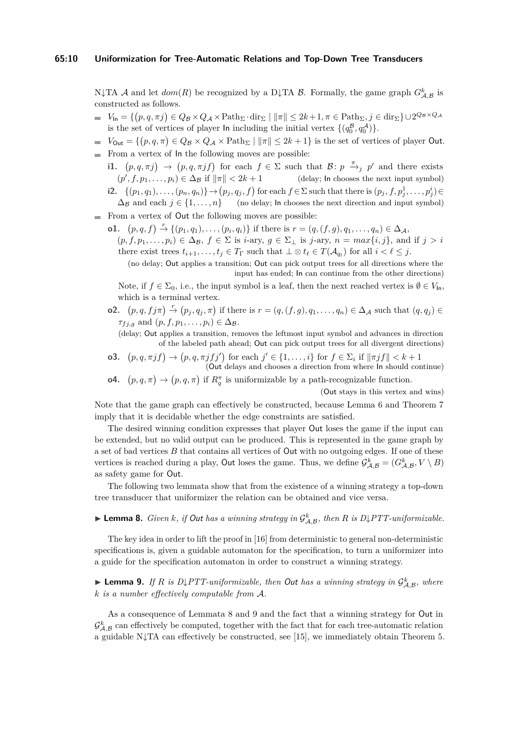N↓TA $\mathcal{A}$ and let $dom(R)$ be recognized by a D↓TA $\mathcal{B}$. Formally, the game graph $G^k_{\mathcal{A},\mathcal{B}}$ is constructed as follows.

- $V_{\mathsf{In}} = \{(p, q, \pi j) \in Q_{\mathcal{B}} \times Q_{\mathcal{A}} \times \mathrm{Path}_\Sigma \cdot \mathrm{dir}_\Sigma \mid \|\pi\| \leq 2k+1, \pi \in \mathrm{Path}_\Sigma, j \in \mathrm{dir}_\Sigma\} \cup 2^{Q_{\mathcal{B}} \times Q_{\mathcal{A}}}$ is the set of vertices of player In including the initial vertex $\{(q_0^{\mathcal{B}}, q_0^{\mathcal{A}})\}$.
- $V_{\mathsf{Out}} = \{(p, q, \pi) \in Q_{\mathcal{B}} \times Q_{\mathcal{A}} \times \mathrm{Path}_\Sigma \mid \|\pi\| \leq 2k+1\}$ is the set of vertices of player Out.
- From a vertex of In the following moves are possible:
  - **i1.** $(p, q, \pi j) \to (p, q, \pi j f)$ for each $f \in \Sigma$ such that $\mathcal{B}\colon p \xrightarrow{\pi}_j p'$ and there exists $(p', f, p_1, \dots, p_i) \in \Delta_{\mathcal{B}}$ if $\|\pi\| < 2k+1$ (delay; In chooses the next input symbol)
  - **i2.** $\{(p_1, q_1), \dots, (p_n, q_n)\} \to (p_j, q_j, f)$ for each $f \in \Sigma$ such that there is $(p_j, f, p_j^1, \dots, p_j^i) \in \Delta_{\mathcal{B}}$ and each $j \in \{1, \dots, n\}$ (no delay; In chooses the next direction and input symbol)
- From a vertex of Out the following moves are possible:
  - **o1.** $(p, q, f) \xrightarrow{r} \{(p_1, q_1), \dots, (p_i, q_i)\}$ if there is $r = (q, (f, g), q_1, \dots, q_n) \in \Delta_{\mathcal{A}}$, $(p, f, p_1, \dots, p_i) \in \Delta_{\mathcal{B}}$, $f \in \Sigma$ is $i$-ary, $g \in \Sigma_\perp$ is $j$-ary, $n = max\{i, j\}$, and if $j > i$ there exist trees $t_{i+1}, \dots, t_j \in T_\Gamma$ such that $\perp \otimes t_\ell \in T(\mathcal{A}_{q_\ell})$ for all $i < \ell \leq j$.
    (no delay; Out applies a transition; Out can pick output trees for all directions where the input has ended; In can continue from the other directions)

    Note, if $f \in \Sigma_0$, i.e., the input symbol is a leaf, then the next reached vertex is $\emptyset \in V_{\mathsf{In}}$, which is a terminal vertex.
  - **o2.** $(p, q, f j \pi) \xrightarrow{r} (p_j, q_j, \pi)$ if there is $r = (q, (f, g), q_1, \dots, q_n) \in \Delta_{\mathcal{A}}$ such that $(q, q_j) \in \tau_{fj,g}$ and $(p, f, p_1, \dots, p_i) \in \Delta_{\mathcal{B}}$.
    (delay; Out applies a transition, removes the leftmost input symbol and advances in direction of the labeled path ahead; Out can pick output trees for all divergent directions)
  - **o3.** $(p, q, \pi j f) \to (p, q, \pi j f j')$ for each $j' \in \{1, \dots, i\}$ for $f \in \Sigma_i$ if $\|\pi j f\| < k+1$ (Out delays and chooses a direction from where In should continue)
  - **o4.** $(p, q, \pi) \to (p, q, \pi)$ if $R_q^\pi$ is uniformizable by a path-recognizable function.
    (Out stays in this vertex and wins)

Note that the game graph can effectively be constructed, because Lemma 6 and Theorem 7 imply that it is decidable whether the edge constraints are satisfied.

The desired winning condition expresses that player Out loses the game if the input can be extended, but no valid output can be produced. This is represented in the game graph by a set of bad vertices $B$ that contains all vertices of Out with no outgoing edges. If one of these vertices is reached during a play, Out loses the game. Thus, we define $\mathcal{G}^k_{\mathcal{A},\mathcal{B}} = (G^k_{\mathcal{A},\mathcal{B}}, V \setminus B)$ as safety game for Out.

The following two lemmata show that from the existence of a winning strategy a top-down tree transducer that uniformizer the relation can be obtained and vice versa.

▶ **Lemma 8.** *Given $k$, if Out has a winning strategy in $\mathcal{G}^k_{\mathcal{A},\mathcal{B}}$, then $R$ is D↓PTT-uniformizable.*

The key idea in order to lift the proof in [16] from deterministic to general non-deterministic specifications is, given a guidable automaton for the specification, to turn a uniformizer into a guide for the specification automaton in order to construct a winning strategy.

▶ **Lemma 9.** *If $R$ is D↓PTT-uniformizable, then Out has a winning strategy in $\mathcal{G}^k_{\mathcal{A},\mathcal{B}}$, where $k$ is a number effectively computable from $\mathcal{A}$.*

As a consequence of Lemmata 8 and 9 and the fact that a winning strategy for Out in $\mathcal{G}^k_{\mathcal{A},\mathcal{B}}$ can effectively be computed, together with the fact that for each tree-automatic relation a guidable N↓TA can effectively be constructed, see [15], we immediately obtain Theorem 5.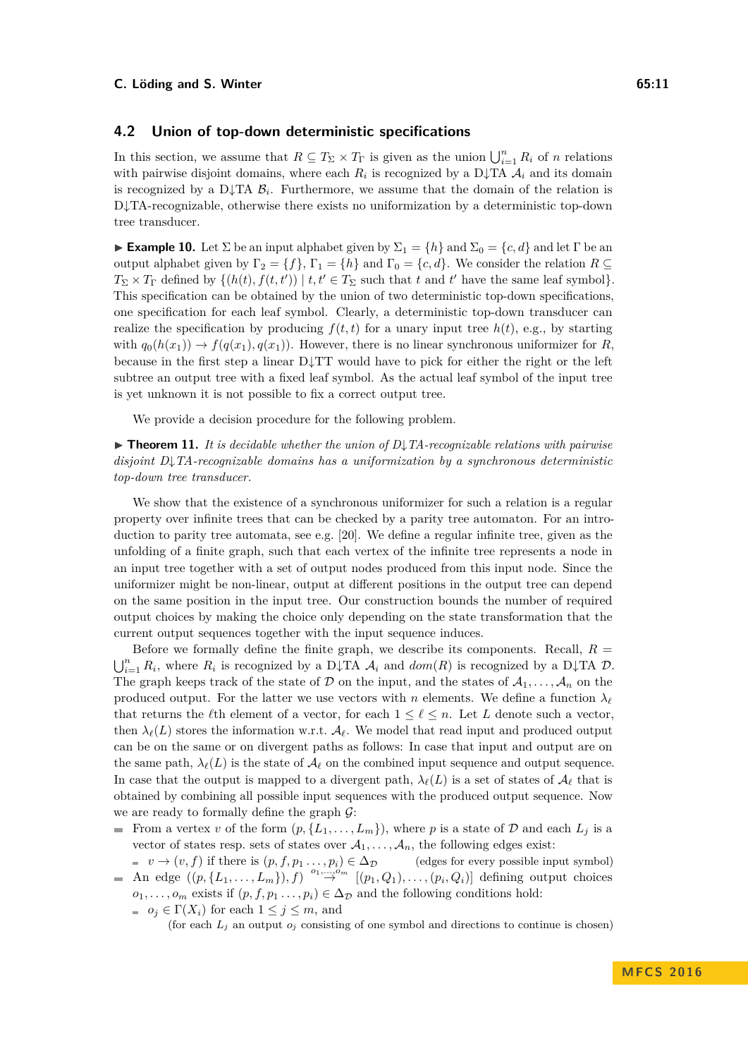## 4.2 Union of top-down deterministic specifications

In this section, we assume that $R \subseteq T_\Sigma \times T_\Gamma$ is given as the union $\bigcup_{i=1}^n R_i$ of $n$ relations with pairwise disjoint domains, where each $R_i$ is recognized by a D↓TA $\mathcal{A}_i$ and its domain is recognized by a D↓TA $\mathcal{B}_i$. Furthermore, we assume that the domain of the relation is D↓TA-recognizable, otherwise there exists no uniformization by a deterministic top-down tree transducer.

▶ **Example 10.** Let $\Sigma$ be an input alphabet given by $\Sigma_1 = \{h\}$ and $\Sigma_0 = \{c, d\}$ and let $\Gamma$ be an output alphabet given by $\Gamma_2 = \{f\}$, $\Gamma_1 = \{h\}$ and $\Gamma_0 = \{c, d\}$. We consider the relation $R \subseteq T_\Sigma \times T_\Gamma$ defined by $\{(h(t), f(t, t')) \mid t, t' \in T_\Sigma$ such that $t$ and $t'$ have the same leaf symbol$\}$. This specification can be obtained by the union of two deterministic top-down specifications, one specification for each leaf symbol. Clearly, a deterministic top-down transducer can realize the specification by producing $f(t, t)$ for a unary input tree $h(t)$, e.g., by starting with $q_0(h(x_1)) \to f(q(x_1), q(x_1))$. However, there is no linear synchronous uniformizer for $R$, because in the first step a linear D↓TT would have to pick for either the right or the left subtree an output tree with a fixed leaf symbol. As the actual leaf symbol of the input tree is yet unknown it is not possible to fix a correct output tree.

We provide a decision procedure for the following problem.

▶ **Theorem 11.** *It is decidable whether the union of D↓TA-recognizable relations with pairwise disjoint D↓TA-recognizable domains has a uniformization by a synchronous deterministic top-down tree transducer.*

We show that the existence of a synchronous uniformizer for such a relation is a regular property over infinite trees that can be checked by a parity tree automaton. For an introduction to parity tree automata, see e.g. [20]. We define a regular infinite tree, given as the unfolding of a finite graph, such that each vertex of the infinite tree represents a node in an input tree together with a set of output nodes produced from this input node. Since the uniformizer might be non-linear, output at different positions in the output tree can depend on the same position in the input tree. Our construction bounds the number of required output choices by making the choice only depending on the state transformation that the current output sequences together with the input sequence induces.

Before we formally define the finite graph, we describe its components. Recall, $R = \bigcup_{i=1}^n R_i$, where $R_i$ is recognized by a D↓TA $\mathcal{A}_i$ and $dom(R)$ is recognized by a D↓TA $\mathcal{D}$. The graph keeps track of the state of $\mathcal{D}$ on the input, and the states of $\mathcal{A}_1, \dots, \mathcal{A}_n$ on the produced output. For the latter we use vectors with $n$ elements. We define a function $\lambda_\ell$ that returns the $\ell$th element of a vector, for each $1 \leq \ell \leq n$. Let $L$ denote such a vector, then $\lambda_\ell(L)$ stores the information w.r.t. $\mathcal{A}_\ell$. We model that read input and produced output can be on the same or on divergent paths as follows: In case that input and output are on the same path, $\lambda_\ell(L)$ is the state of $\mathcal{A}_\ell$ on the combined input sequence and output sequence. In case that the output is mapped to a divergent path, $\lambda_\ell(L)$ is a set of states of $\mathcal{A}_\ell$ that is obtained by combining all possible input sequences with the produced output sequence. Now we are ready to formally define the graph $\mathcal{G}$:

- From a vertex $v$ of the form $(p, \{L_1, \dots, L_m\})$, where $p$ is a state of $\mathcal{D}$ and each $L_j$ is a vector of states resp. sets of states over $\mathcal{A}_1, \dots, \mathcal{A}_n$, the following edges exist:
  - $v \to (v, f)$ if there is $(p, f, p_1 \dots, p_i) \in \Delta_\mathcal{D}$ (edges for every possible input symbol)
- An edge $((p, \{L_1, \dots, L_m\}), f) \xrightarrow{o_1,\dots,o_m} [(p_1, Q_1), \dots, (p_i, Q_i)]$ defining output choices $o_1, \dots, o_m$ exists if $(p, f, p_1 \dots, p_i) \in \Delta_\mathcal{D}$ and the following conditions hold:
  - $o_j \in \Gamma(X_i)$ for each $1 \leq j \leq m$, and
    (for each $L_j$ an output $o_j$ consisting of one symbol and directions to continue is chosen)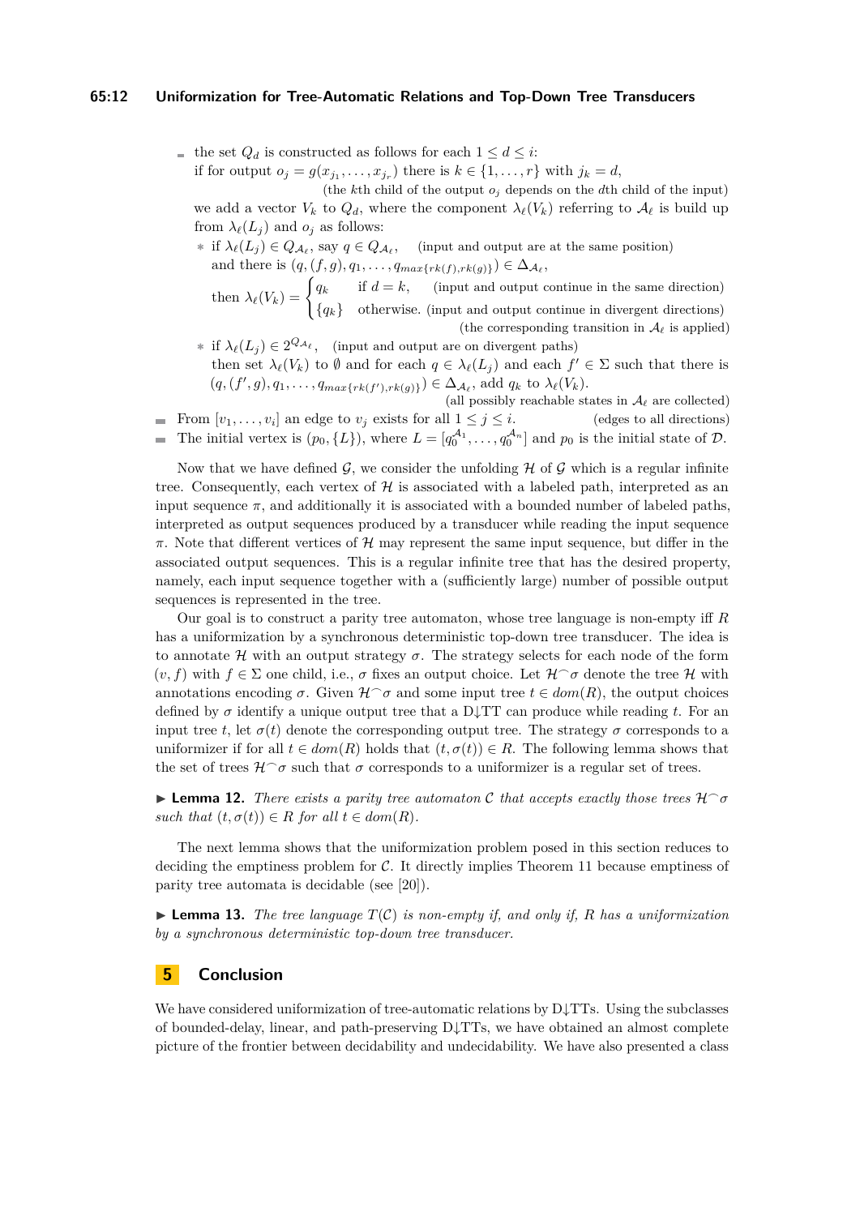- the set $Q_d$ is constructed as follows for each $1 \leq d \leq i$:
  if for output $o_j = g(x_{j_1}, \dots, x_{j_r})$ there is $k \in \{1, \dots, r\}$ with $j_k = d$,
  (the $k$th child of the output $o_j$ depends on the $d$th child of the input)
  we add a vector $V_k$ to $Q_d$, where the component $\lambda_\ell(V_k)$ referring to $\mathcal{A}_\ell$ is build up from $\lambda_\ell(L_j)$ and $o_j$ as follows:
  - if $\lambda_\ell(L_j) \in Q_{\mathcal{A}_\ell}$, say $q \in Q_{\mathcal{A}_\ell}$, (input and output are at the same position)
    and there is $(q, (f, g), q_1, \dots, q_{max\{rk(f), rk(g)\}}) \in \Delta_{\mathcal{A}_\ell}$,
    then $\lambda_\ell(V_k) = \begin{cases} q_k & \text{if } d = k, \\ \{q_k\} & \text{otherwise.} \end{cases}$ (input and output continue in the same direction) (input and output continue in divergent directions)
    (the corresponding transition in $\mathcal{A}_\ell$ is applied)
  - if $\lambda_\ell(L_j) \in 2^{Q_{\mathcal{A}_\ell}}$, (input and output are on divergent paths)
    then set $\lambda_\ell(V_k)$ to $\emptyset$ and for each $q \in \lambda_\ell(L_j)$ and each $f' \in \Sigma$ such that there is $(q, (f', g), q_1, \dots, q_{max\{rk(f'), rk(g)\}}) \in \Delta_{\mathcal{A}_\ell}$, add $q_k$ to $\lambda_\ell(V_k)$.
    (all possibly reachable states in $\mathcal{A}_\ell$ are collected)
- From $[v_1, \dots, v_i]$ an edge to $v_j$ exists for all $1 \leq j \leq i$. (edges to all directions)
- The initial vertex is $(p_0, \{L\})$, where $L = [q_0^{\mathcal{A}_1}, \dots, q_0^{\mathcal{A}_n}]$ and $p_0$ is the initial state of $\mathcal{D}$.

Now that we have defined $\mathcal{G}$, we consider the unfolding $\mathcal{H}$ of $\mathcal{G}$ which is a regular infinite tree. Consequently, each vertex of $\mathcal{H}$ is associated with a labeled path, interpreted as an input sequence $\pi$, and additionally it is associated with a bounded number of labeled paths, interpreted as output sequences produced by a transducer while reading the input sequence $\pi$. Note that different vertices of $\mathcal{H}$ may represent the same input sequence, but differ in the associated output sequences. This is a regular infinite tree that has the desired property, namely, each input sequence together with a (sufficiently large) number of possible output sequences is represented in the tree.

Our goal is to construct a parity tree automaton, whose tree language is non-empty iff $R$ has a uniformization by a synchronous deterministic top-down tree transducer. The idea is to annotate $\mathcal{H}$ with an output strategy $\sigma$. The strategy selects for each node of the form $(v, f)$ with $f \in \Sigma$ one child, i.e., $\sigma$ fixes an output choice. Let $\mathcal{H}^\frown\sigma$ denote the tree $\mathcal{H}$ with annotations encoding $\sigma$. Given $\mathcal{H}^\frown\sigma$ and some input tree $t \in dom(R)$, the output choices defined by $\sigma$ identify a unique output tree that a D↓TT can produce while reading $t$. For an input tree $t$, let $\sigma(t)$ denote the corresponding output tree. The strategy $\sigma$ corresponds to a uniformizer if for all $t \in dom(R)$ holds that $(t, \sigma(t)) \in R$. The following lemma shows that the set of trees $\mathcal{H}^\frown\sigma$ such that $\sigma$ corresponds to a uniformizer is a regular set of trees.

▶ **Lemma 12.** *There exists a parity tree automaton $\mathcal{C}$ that accepts exactly those trees $\mathcal{H}^\frown\sigma$ such that $(t, \sigma(t)) \in R$ for all $t \in dom(R)$.*

The next lemma shows that the uniformization problem posed in this section reduces to deciding the emptiness problem for $\mathcal{C}$. It directly implies Theorem 11 because emptiness of parity tree automata is decidable (see [20]).

▶ **Lemma 13.** *The tree language $T(\mathcal{C})$ is non-empty if, and only if, $R$ has a uniformization by a synchronous deterministic top-down tree transducer.*

## 5 Conclusion

We have considered uniformization of tree-automatic relations by D↓TTs. Using the subclasses of bounded-delay, linear, and path-preserving D↓TTs, we have obtained an almost complete picture of the frontier between decidability and undecidability. We have also presented a class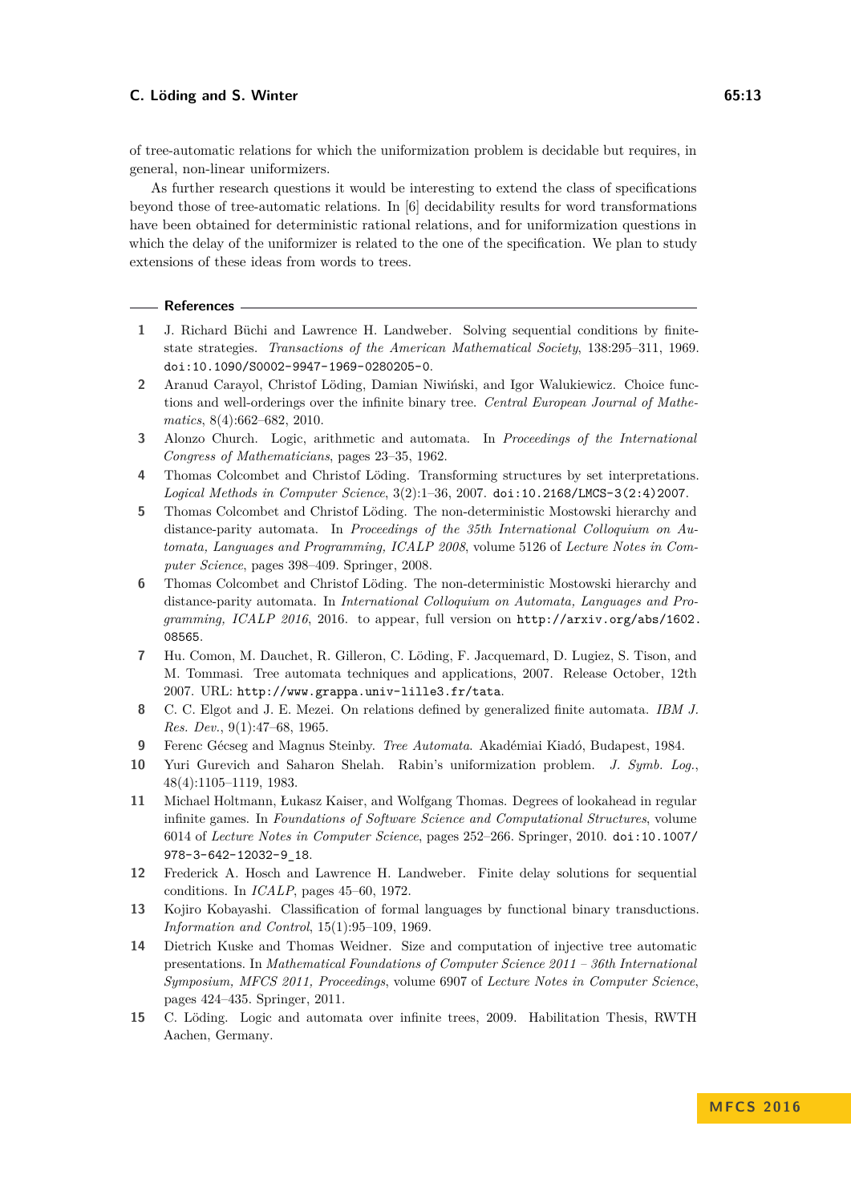of tree-automatic relations for which the uniformization problem is decidable but requires, in general, non-linear uniformizers.

As further research questions it would be interesting to extend the class of specifications beyond those of tree-automatic relations. In [6] decidability results for word transformations have been obtained for deterministic rational relations, and for uniformization questions in which the delay of the uniformizer is related to the one of the specification. We plan to study extensions of these ideas from words to trees.

## References

1. J. Richard Büchi and Lawrence H. Landweber. Solving sequential conditions by finite-state strategies. *Transactions of the American Mathematical Society*, 138:295–311, 1969. doi:10.1090/S0002-9947-1969-0280205-0.
2. Aranud Carayol, Christof Löding, Damian Niwiński, and Igor Walukiewicz. Choice functions and well-orderings over the infinite binary tree. *Central European Journal of Mathematics*, 8(4):662–682, 2010.
3. Alonzo Church. Logic, arithmetic and automata. In *Proceedings of the International Congress of Mathematicians*, pages 23–35, 1962.
4. Thomas Colcombet and Christof Löding. Transforming structures by set interpretations. *Logical Methods in Computer Science*, 3(2):1–36, 2007. doi:10.2168/LMCS-3(2:4)2007.
5. Thomas Colcombet and Christof Löding. The non-deterministic Mostowski hierarchy and distance-parity automata. In *Proceedings of the 35th International Colloquium on Automata, Languages and Programming, ICALP 2008*, volume 5126 of *Lecture Notes in Computer Science*, pages 398–409. Springer, 2008.
6. Thomas Colcombet and Christof Löding. The non-deterministic Mostowski hierarchy and distance-parity automata. In *International Colloquium on Automata, Languages and Programming, ICALP 2016*, 2016. to appear, full version on http://arxiv.org/abs/1602.08565.
7. Hu. Comon, M. Dauchet, R. Gilleron, C. Löding, F. Jacquemard, D. Lugiez, S. Tison, and M. Tommasi. Tree automata techniques and applications, 2007. Release October, 12th 2007. URL: http://www.grappa.univ-lille3.fr/tata.
8. C. C. Elgot and J. E. Mezei. On relations defined by generalized finite automata. *IBM J. Res. Dev.*, 9(1):47–68, 1965.
9. Ferenc Gécseg and Magnus Steinby. *Tree Automata*. Akadémiai Kiadó, Budapest, 1984.
10. Yuri Gurevich and Saharon Shelah. Rabin's uniformization problem. *J. Symb. Log.*, 48(4):1105–1119, 1983.
11. Michael Holtmann, Łukasz Kaiser, and Wolfgang Thomas. Degrees of lookahead in regular infinite games. In *Foundations of Software Science and Computational Structures*, volume 6014 of *Lecture Notes in Computer Science*, pages 252–266. Springer, 2010. doi:10.1007/978-3-642-12032-9_18.
12. Frederick A. Hosch and Lawrence H. Landweber. Finite delay solutions for sequential conditions. In *ICALP*, pages 45–60, 1972.
13. Kojiro Kobayashi. Classification of formal languages by functional binary transductions. *Information and Control*, 15(1):95–109, 1969.
14. Dietrich Kuske and Thomas Weidner. Size and computation of injective tree automatic presentations. In *Mathematical Foundations of Computer Science 2011 – 36th International Symposium, MFCS 2011, Proceedings*, volume 6907 of *Lecture Notes in Computer Science*, pages 424–435. Springer, 2011.
15. C. Löding. Logic and automata over infinite trees, 2009. Habilitation Thesis, RWTH Aachen, Germany.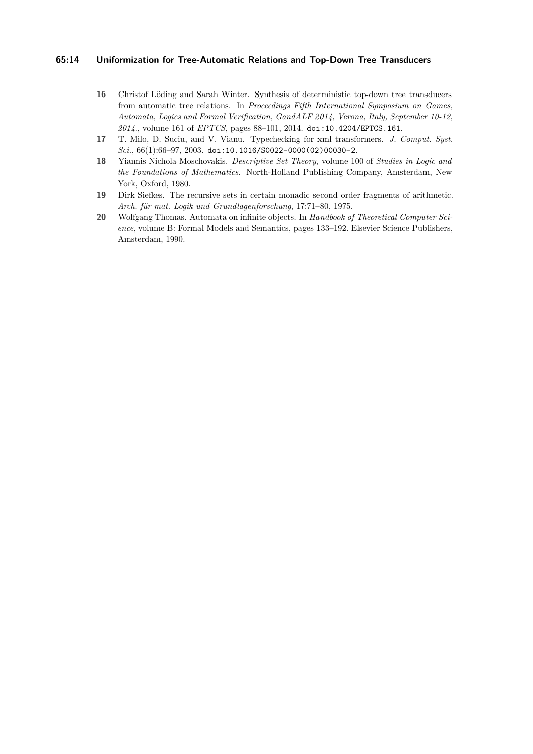16 Christof Löding and Sarah Winter. Synthesis of deterministic top-down tree transducers from automatic tree relations. In *Proceedings Fifth International Symposium on Games, Automata, Logics and Formal Verification, GandALF 2014, Verona, Italy, September 10-12, 2014.*, volume 161 of *EPTCS*, pages 88–101, 2014. doi:10.4204/EPTCS.161.

17 T. Milo, D. Suciu, and V. Vianu. Typechecking for xml transformers. *J. Comput. Syst. Sci.*, 66(1):66–97, 2003. doi:10.1016/S0022-0000(02)00030-2.

18 Yiannis Nichola Moschovakis. *Descriptive Set Theory*, volume 100 of *Studies in Logic and the Foundations of Mathematics*. North-Holland Publishing Company, Amsterdam, New York, Oxford, 1980.

19 Dirk Siefkes. The recursive sets in certain monadic second order fragments of arithmetic. *Arch. für mat. Logik und Grundlagenforschung*, 17:71–80, 1975.

20 Wolfgang Thomas. Automata on infinite objects. In *Handbook of Theoretical Computer Science*, volume B: Formal Models and Semantics, pages 133–192. Elsevier Science Publishers, Amsterdam, 1990.